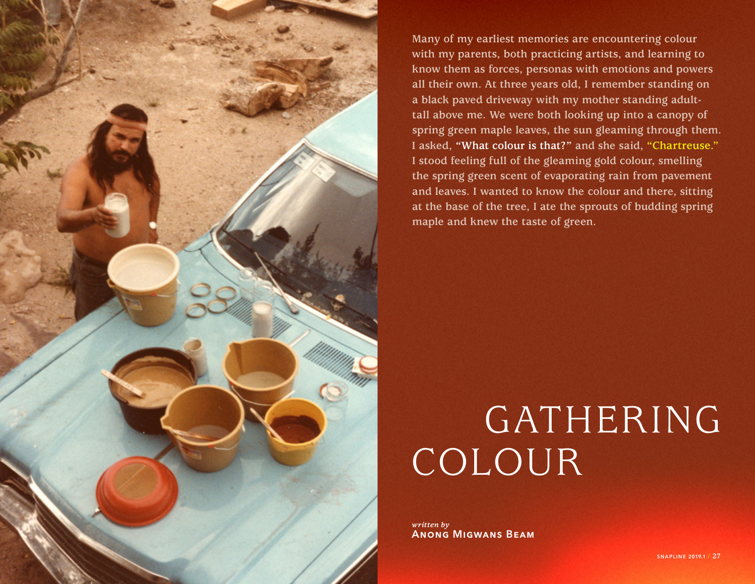# GATHERING COLOUR

*written by*
**Anong Migwans Beam**

Many of my earliest memories are encountering colour with my parents, both practicing artists, and learning to know them as forces, personas with emotions and powers all their own. At three years old, I remember standing on a black paved driveway with my mother standing adult-tall above me. We were both looking up into a canopy of spring green maple leaves, the sun gleaming through them. I asked, **"What colour is that?"** and she said, **"Chartreuse."** I stood feeling full of the gleaming gold colour, smelling the spring green scent of evaporating rain from pavement and leaves. I wanted to know the colour and there, sitting at the base of the tree, I ate the sprouts of budding spring maple and knew the taste of green.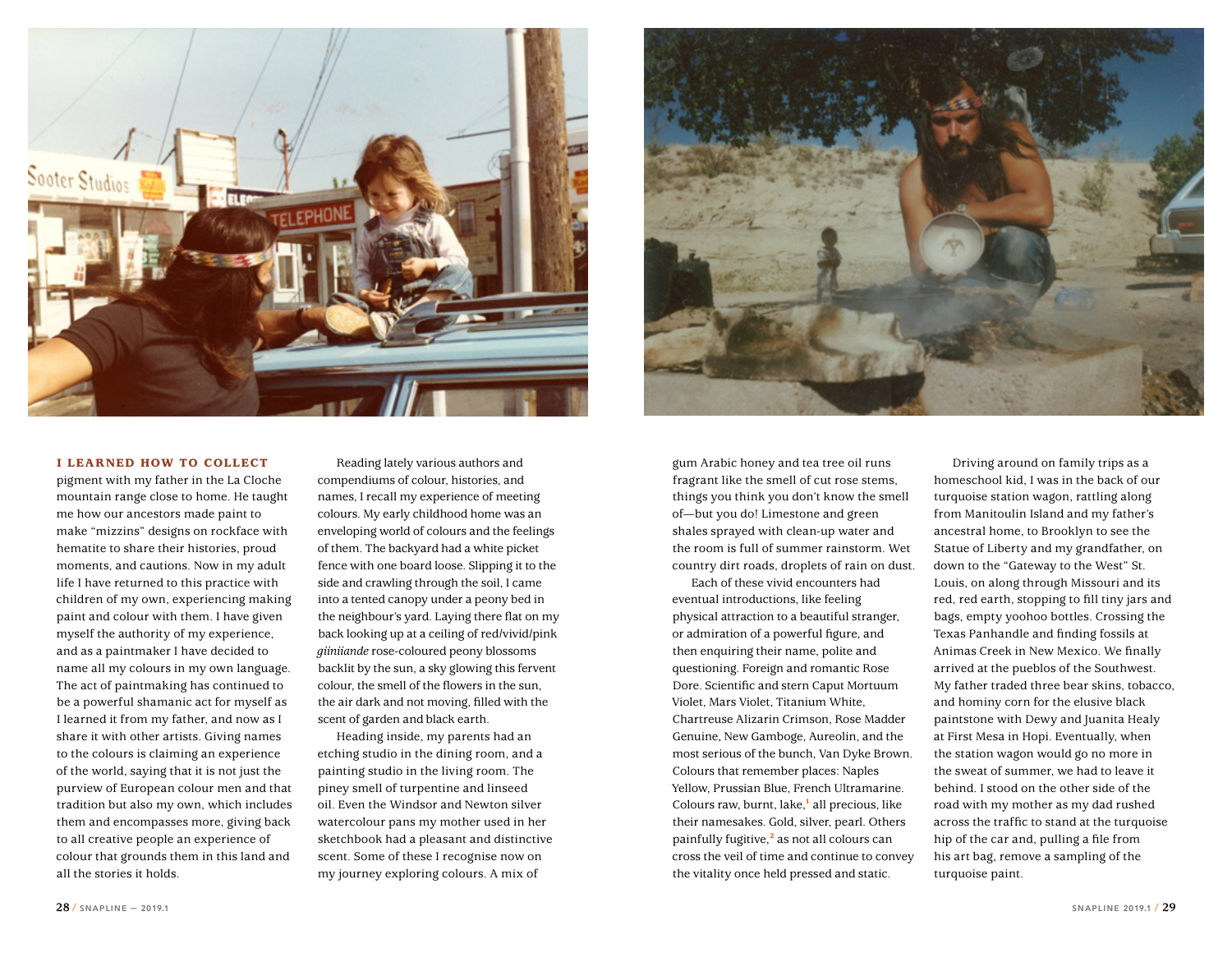**I LEARNED HOW TO COLLECT** pigment with my father in the La Cloche mountain range close to home. He taught me how our ancestors made paint to make "mizzins" designs on rockface with hematite to share their histories, proud moments, and cautions. Now in my adult life I have returned to this practice with children of my own, experiencing making paint and colour with them. I have given myself the authority of my experience, and as a paintmaker I have decided to name all my colours in my own language. The act of paintmaking has continued to be a powerful shamanic act for myself as I learned it from my father, and now as I share it with other artists. Giving names to the colours is claiming an experience of the world, saying that it is not just the purview of European colour men and that tradition but also my own, which includes them and encompasses more, giving back to all creative people an experience of colour that grounds them in this land and all the stories it holds.

Reading lately various authors and compendiums of colour, histories, and names, I recall my experience of meeting colours. My early childhood home was an enveloping world of colours and the feelings of them. The backyard had a white picket fence with one board loose. Slipping it to the side and crawling through the soil, I came into a tented canopy under a peony bed in the neighbour's yard. Laying there flat on my back looking up at a ceiling of red/vivid/pink *giiniiande* rose-coloured peony blossoms backlit by the sun, a sky glowing this fervent colour, the smell of the flowers in the sun, the air dark and not moving, filled with the scent of garden and black earth.

Heading inside, my parents had an etching studio in the dining room, and a painting studio in the living room. The piney smell of turpentine and linseed oil. Even the Windsor and Newton silver watercolour pans my mother used in her sketchbook had a pleasant and distinctive scent. Some of these I recognise now on my journey exploring colours. A mix of gum Arabic honey and tea tree oil runs fragrant like the smell of cut rose stems, things you think you don't know the smell of—but you do! Limestone and green shales sprayed with clean-up water and the room is full of summer rainstorm. Wet country dirt roads, droplets of rain on dust.

Each of these vivid encounters had eventual introductions, like feeling physical attraction to a beautiful stranger, or admiration of a powerful figure, and then enquiring their name, polite and questioning. Foreign and romantic Rose Dore. Scientific and stern Caput Mortuum Violet, Mars Violet, Titanium White, Chartreuse Alizarin Crimson, Rose Madder Genuine, New Gamboge, Aureolin, and the most serious of the bunch, Van Dyke Brown. Colours that remember places: Naples Yellow, Prussian Blue, French Ultramarine. Colours raw, burnt, lake,[1] all precious, like their namesakes. Gold, silver, pearl. Others painfully fugitive,[2] as not all colours can cross the veil of time and continue to convey the vitality once held pressed and static.

Driving around on family trips as a homeschool kid, I was in the back of our turquoise station wagon, rattling along from Manitoulin Island and my father's ancestral home, to Brooklyn to see the Statue of Liberty and my grandfather, on down to the "Gateway to the West" St. Louis, on along through Missouri and its red, red earth, stopping to fill tiny jars and bags, empty yoohoo bottles. Crossing the Texas Panhandle and finding fossils at Animas Creek in New Mexico. We finally arrived at the pueblos of the Southwest. My father traded three bear skins, tobacco, and hominy corn for the elusive black paintstone with Dewy and Juanita Healy at First Mesa in Hopi. Eventually, when the station wagon would go no more in the sweat of summer, we had to leave it behind. I stood on the other side of the road with my mother as my dad rushed across the traffic to stand at the turquoise hip of the car and, pulling a file from his art bag, remove a sampling of the turquoise paint.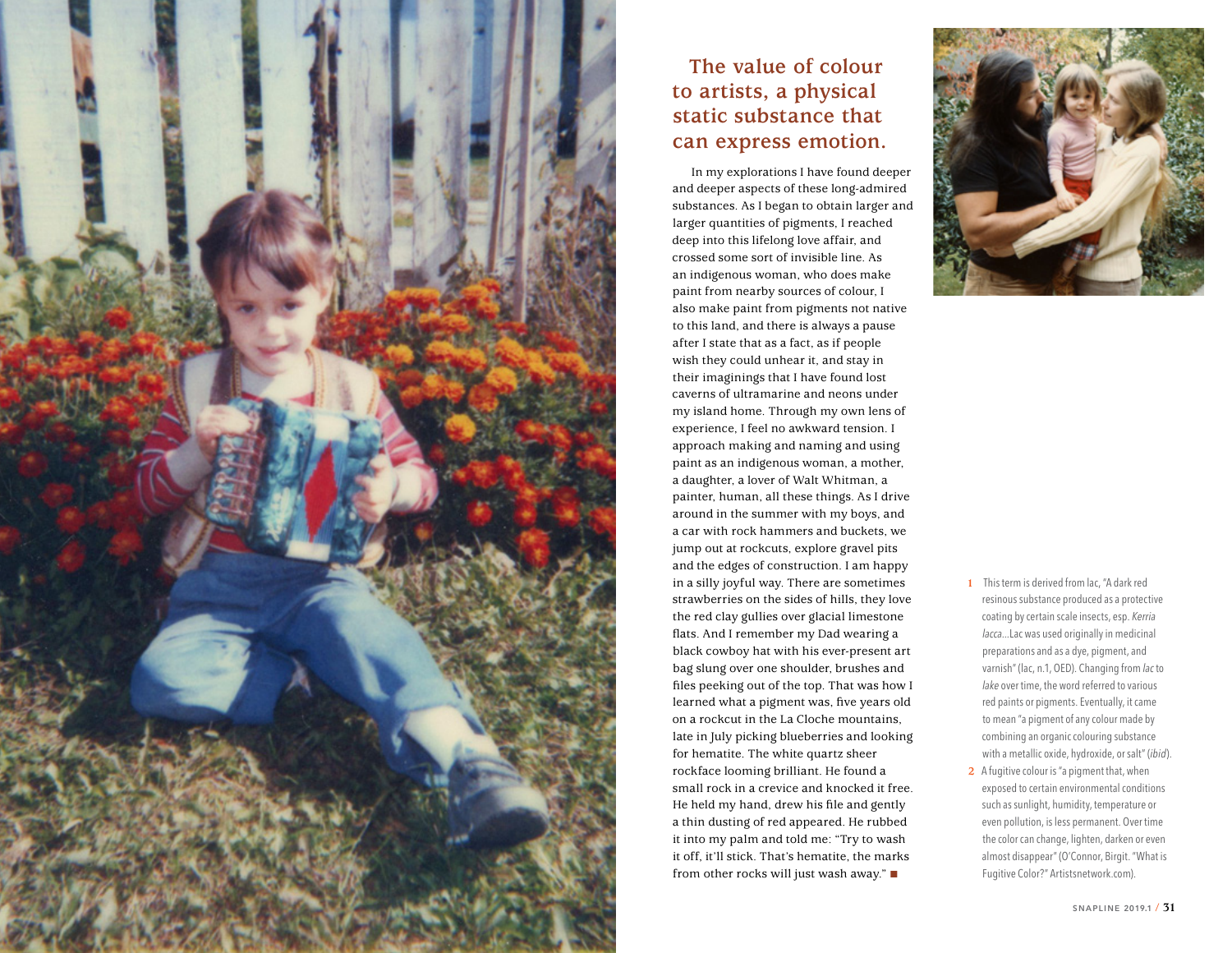## The value of colour to artists, a physical static substance that can express emotion.

In my explorations I have found deeper and deeper aspects of these long-admired substances. As I began to obtain larger and larger quantities of pigments, I reached deep into this lifelong love affair, and crossed some sort of invisible line. As an indigenous woman, who does make paint from nearby sources of colour, I also make paint from pigments not native to this land, and there is always a pause after I state that as a fact, as if people wish they could unhear it, and stay in their imaginings that I have found lost caverns of ultramarine and neons under my island home. Through my own lens of experience, I feel no awkward tension. I approach making and naming and using paint as an indigenous woman, a mother, a daughter, a lover of Walt Whitman, a painter, human, all these things. As I drive around in the summer with my boys, and a car with rock hammers and buckets, we jump out at rockcuts, explore gravel pits and the edges of construction. I am happy in a silly joyful way. There are sometimes strawberries on the sides of hills, they love the red clay gullies over glacial limestone flats. And I remember my Dad wearing a black cowboy hat with his ever-present art bag slung over one shoulder, brushes and files peeking out of the top. That was how I learned what a pigment was, five years old on a rockcut in the La Cloche mountains, late in July picking blueberries and looking for hematite. The white quartz sheer rockface looming brilliant. He found a small rock in a crevice and knocked it free. He held my hand, drew his file and gently a thin dusting of red appeared. He rubbed it into my palm and told me: "Try to wash it off, it'll stick. That's hematite, the marks from other rocks will just wash away." ■

1 This term is derived from lac, "A dark red resinous substance produced as a protective coating by certain scale insects, esp. *Kerria lacca*...Lac was used originally in medicinal preparations and as a dye, pigment, and varnish" (lac, n.1, OED). Changing from *lac* to *lake* over time, the word referred to various red paints or pigments. Eventually, it came to mean "a pigment of any colour made by combining an organic colouring substance with a metallic oxide, hydroxide, or salt" (*ibid*).

2 A fugitive colour is "a pigment that, when exposed to certain environmental conditions such as sunlight, humidity, temperature or even pollution, is less permanent. Over time the color can change, lighten, darken or even almost disappear" (O'Connor, Birgit. "What is Fugitive Color?" Artistsnetwork.com).